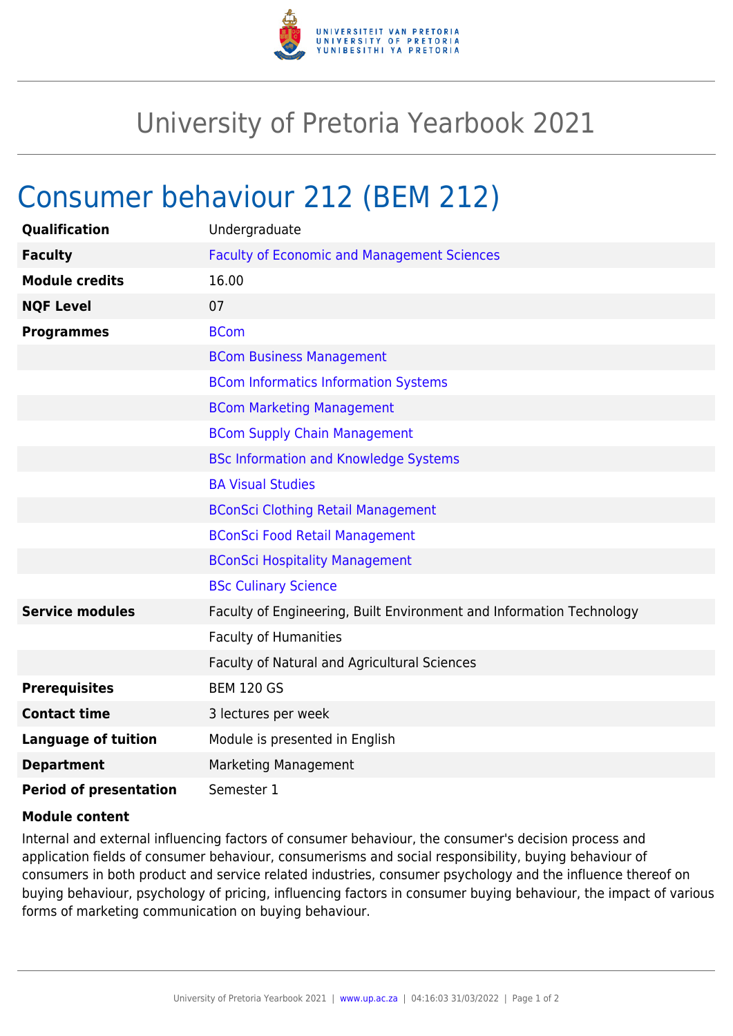# University of Pretoria Yearbook 2021

## Consumer behaviour 212 (BEM 212)

| | |
|---|---|
| **Qualification** | Undergraduate |
| **Faculty** | Faculty of Economic and Management Sciences |
| **Module credits** | 16.00 |
| **NQF Level** | 07 |
| **Programmes** | BCom |
| | BCom Business Management |
| | BCom Informatics Information Systems |
| | BCom Marketing Management |
| | BCom Supply Chain Management |
| | BSc Information and Knowledge Systems |
| | BA Visual Studies |
| | BConSci Clothing Retail Management |
| | BConSci Food Retail Management |
| | BConSci Hospitality Management |
| | BSc Culinary Science |
| **Service modules** | Faculty of Engineering, Built Environment and Information Technology |
| | Faculty of Humanities |
| | Faculty of Natural and Agricultural Sciences |
| **Prerequisites** | BEM 120 GS |
| **Contact time** | 3 lectures per week |
| **Language of tuition** | Module is presented in English |
| **Department** | Marketing Management |
| **Period of presentation** | Semester 1 |

**Module content**

Internal and external influencing factors of consumer behaviour, the consumer's decision process and application fields of consumer behaviour, consumerisms and social responsibility, buying behaviour of consumers in both product and service related industries, consumer psychology and the influence thereof on buying behaviour, psychology of pricing, influencing factors in consumer buying behaviour, the impact of various forms of marketing communication on buying behaviour.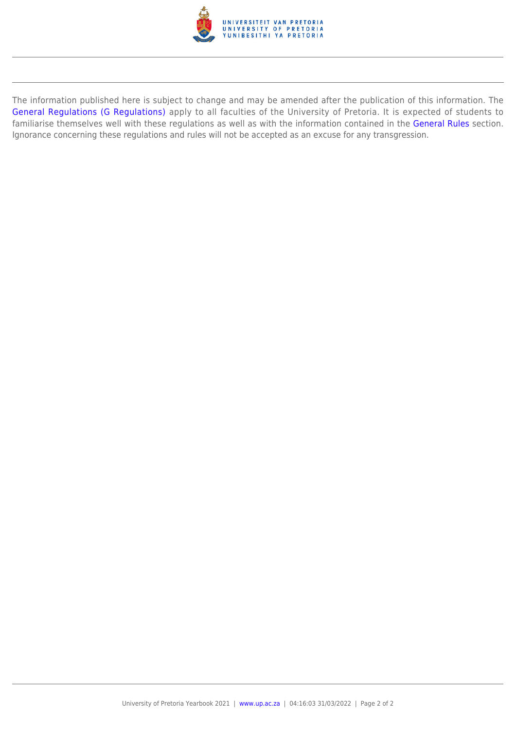The information published here is subject to change and may be amended after the publication of this information. The General Regulations (G Regulations) apply to all faculties of the University of Pretoria. It is expected of students to familiarise themselves well with these regulations as well as with the information contained in the General Rules section. Ignorance concerning these regulations and rules will not be accepted as an excuse for any transgression.